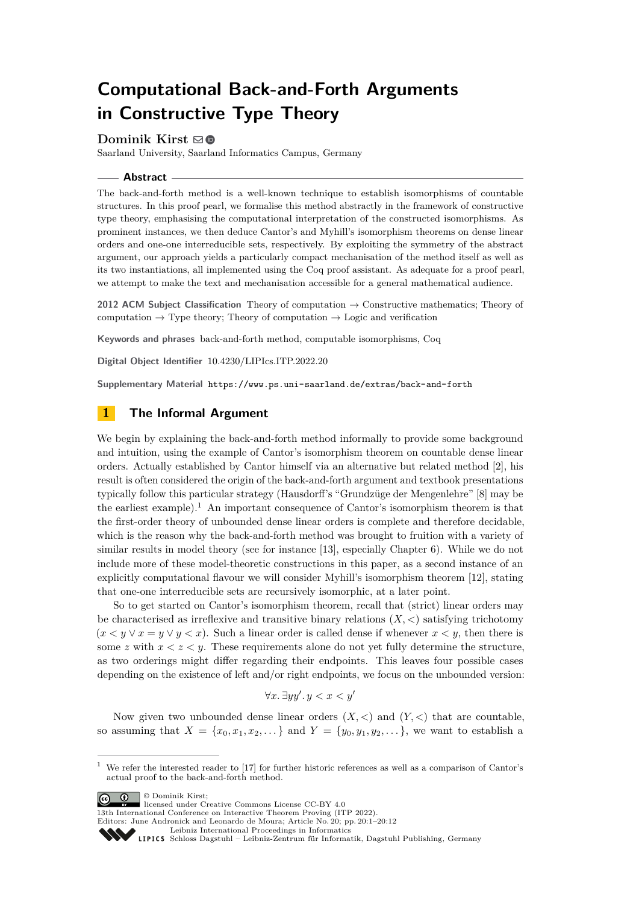# Computational Back-and-Forth Arguments in Constructive Type Theory

**Dominik Kirst**

Saarland University, Saarland Informatics Campus, Germany

## Abstract

The back-and-forth method is a well-known technique to establish isomorphisms of countable structures. In this proof pearl, we formalise this method abstractly in the framework of constructive type theory, emphasising the computational interpretation of the constructed isomorphisms. As prominent instances, we then deduce Cantor's and Myhill's isomorphism theorems on dense linear orders and one-one interreducible sets, respectively. By exploiting the symmetry of the abstract argument, our approach yields a particularly compact mechanisation of the method itself as well as its two instantiations, all implemented using the Coq proof assistant. As adequate for a proof pearl, we attempt to make the text and mechanisation accessible for a general mathematical audience.

**2012 ACM Subject Classification** Theory of computation → Constructive mathematics; Theory of computation → Type theory; Theory of computation → Logic and verification

**Keywords and phrases** back-and-forth method, computable isomorphisms, Coq

**Digital Object Identifier** 10.4230/LIPIcs.ITP.2022.20

**Supplementary Material** https://www.ps.uni-saarland.de/extras/back-and-forth

## 1 The Informal Argument

We begin by explaining the back-and-forth method informally to provide some background and intuition, using the example of Cantor's isomorphism theorem on countable dense linear orders. Actually established by Cantor himself via an alternative but related method [2], his result is often considered the origin of the back-and-forth argument and textbook presentations typically follow this particular strategy (Hausdorff's "Grundzüge der Mengenlehre" [8] may be the earliest example).[1] An important consequence of Cantor's isomorphism theorem is that the first-order theory of unbounded dense linear orders is complete and therefore decidable, which is the reason why the back-and-forth method was brought to fruition with a variety of similar results in model theory (see for instance [13], especially Chapter 6). While we do not include more of these model-theoretic constructions in this paper, as a second instance of an explicitly computational flavour we will consider Myhill's isomorphism theorem [12], stating that one-one interreducible sets are recursively isomorphic, at a later point.

So to get started on Cantor's isomorphism theorem, recall that (strict) linear orders may be characterised as irreflexive and transitive binary relations $(X, <)$ satisfying trichotomy $(x < y \lor x = y \lor y < x)$. Such a linear order is called dense if whenever $x < y$, then there is some $z$ with $x < z < y$. These requirements alone do not yet fully determine the structure, as two orderings might differ regarding their endpoints. This leaves four possible cases depending on the existence of left and/or right endpoints, we focus on the unbounded version:

$$\forall x. \exists y y'. y < x < y'$$

Now given two unbounded dense linear orders $(X, <)$ and $(Y, <)$ that are countable, so assuming that $X = \{x_0, x_1, x_2, \dots\}$ and $Y = \{y_0, y_1, y_2, \dots\}$, we want to establish a

---

[1] We refer the interested reader to [17] for further historic references as well as a comparison of Cantor's actual proof to the back-and-forth method.

© Dominik Kirst; licensed under Creative Commons License CC-BY 4.0
13th International Conference on Interactive Theorem Proving (ITP 2022).
Editors: June Andronick and Leonardo de Moura; Article No. 20; pp. 20:1–20:12
Leibniz International Proceedings in Informatics
Schloss Dagstuhl – Leibniz-Zentrum für Informatik, Dagstuhl Publishing, Germany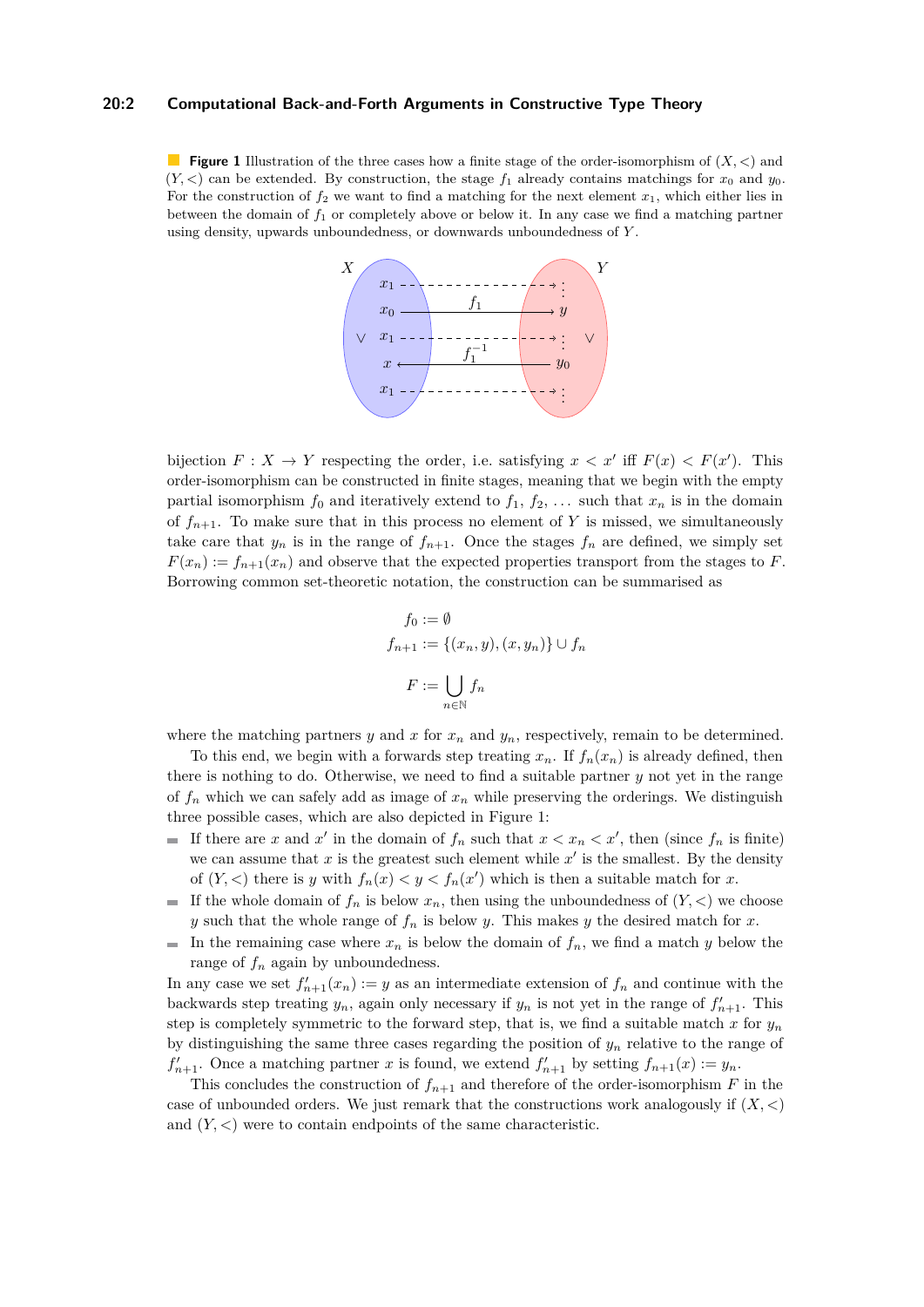**Figure 1** Illustration of the three cases how a finite stage of the order-isomorphism of $(X, <)$ and $(Y, <)$ can be extended. By construction, the stage $f_1$ already contains matchings for $x_0$ and $y_0$. For the construction of $f_2$ we want to find a matching for the next element $x_1$, which either lies in between the domain of $f_1$ or completely above or below it. In any case we find a matching partner using density, upwards unboundedness, or downwards unboundedness of $Y$.

bijection $F : X \to Y$ respecting the order, i.e. satisfying $x < x'$ iff $F(x) < F(x')$. This order-isomorphism can be constructed in finite stages, meaning that we begin with the empty partial isomorphism $f_0$ and iteratively extend to $f_1$, $f_2$, ... such that $x_n$ is in the domain of $f_{n+1}$. To make sure that in this process no element of $Y$ is missed, we simultaneously take care that $y_n$ is in the range of $f_{n+1}$. Once the stages $f_n$ are defined, we simply set $F(x_n) := f_{n+1}(x_n)$ and observe that the expected properties transport from the stages to $F$. Borrowing common set-theoretic notation, the construction can be summarised as

$$f_0 := \emptyset$$
$$f_{n+1} := \{(x_n, y), (x, y_n)\} \cup f_n$$
$$F := \bigcup_{n \in \mathbb{N}} f_n$$

where the matching partners $y$ and $x$ for $x_n$ and $y_n$, respectively, remain to be determined.

To this end, we begin with a forwards step treating $x_n$. If $f_n(x_n)$ is already defined, then there is nothing to do. Otherwise, we need to find a suitable partner $y$ not yet in the range of $f_n$ which we can safely add as image of $x_n$ while preserving the orderings. We distinguish three possible cases, which are also depicted in Figure 1:

- If there are $x$ and $x'$ in the domain of $f_n$ such that $x < x_n < x'$, then (since $f_n$ is finite) we can assume that $x$ is the greatest such element while $x'$ is the smallest. By the density of $(Y, <)$ there is $y$ with $f_n(x) < y < f_n(x')$ which is then a suitable match for $x$.
- If the whole domain of $f_n$ is below $x_n$, then using the unboundedness of $(Y, <)$ we choose $y$ such that the whole range of $f_n$ is below $y$. This makes $y$ the desired match for $x$.
- In the remaining case where $x_n$ is below the domain of $f_n$, we find a match $y$ below the range of $f_n$ again by unboundedness.

In any case we set $f'_{n+1}(x_n) := y$ as an intermediate extension of $f_n$ and continue with the backwards step treating $y_n$, again only necessary if $y_n$ is not yet in the range of $f'_{n+1}$. This step is completely symmetric to the forward step, that is, we find a suitable match $x$ for $y_n$ by distinguishing the same three cases regarding the position of $y_n$ relative to the range of $f'_{n+1}$. Once a matching partner $x$ is found, we extend $f'_{n+1}$ by setting $f_{n+1}(x) := y_n$.

This concludes the construction of $f_{n+1}$ and therefore of the order-isomorphism $F$ in the case of unbounded orders. We just remark that the constructions work analogously if $(X, <)$ and $(Y, <)$ were to contain endpoints of the same characteristic.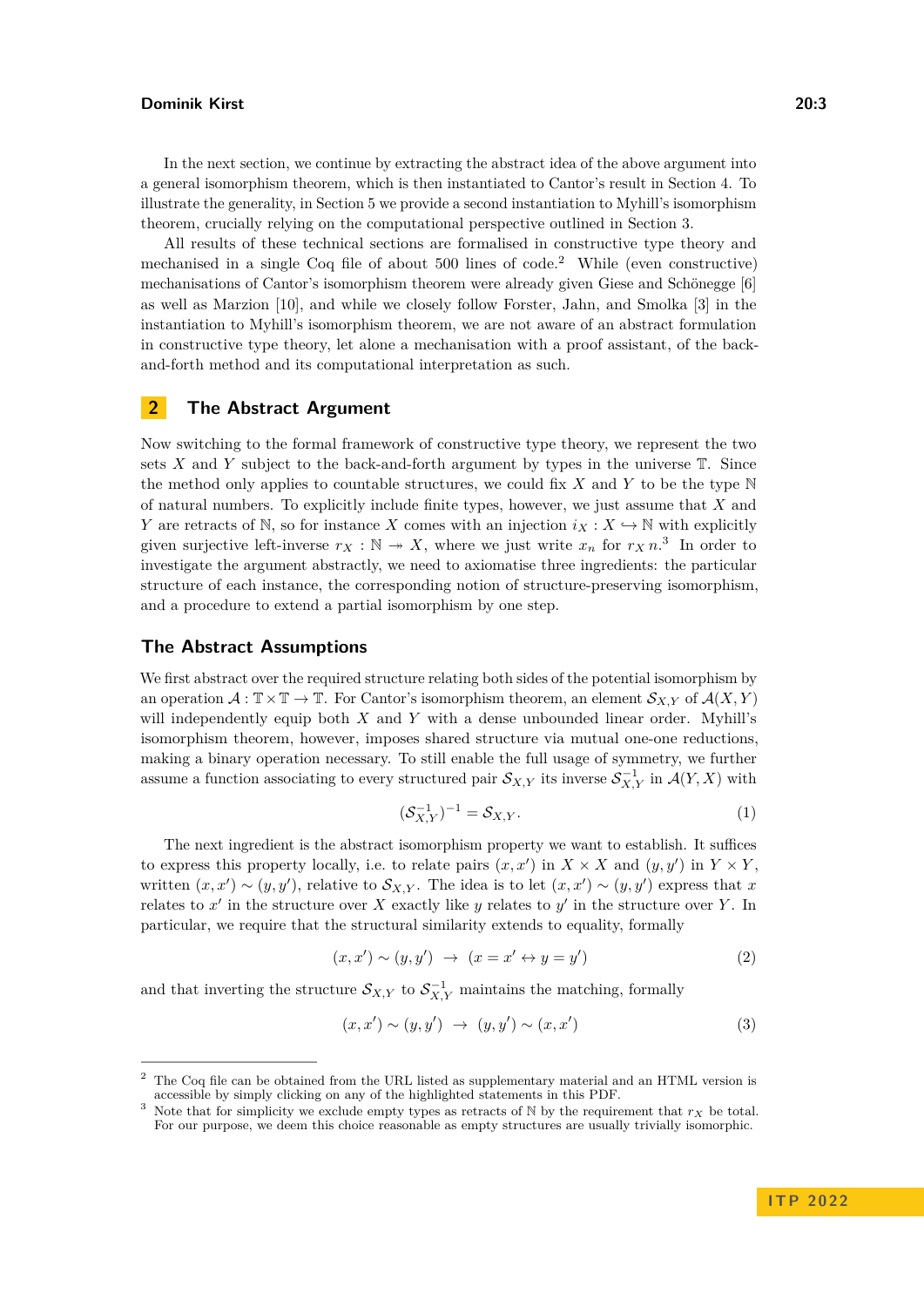In the next section, we continue by extracting the abstract idea of the above argument into a general isomorphism theorem, which is then instantiated to Cantor's result in Section 4. To illustrate the generality, in Section 5 we provide a second instantiation to Myhill's isomorphism theorem, crucially relying on the computational perspective outlined in Section 3.

All results of these technical sections are formalised in constructive type theory and mechanised in a single Coq file of about 500 lines of code.[2] While (even constructive) mechanisations of Cantor's isomorphism theorem were already given Giese and Schönegge [6] as well as Marzion [10], and while we closely follow Forster, Jahn, and Smolka [3] in the instantiation to Myhill's isomorphism theorem, we are not aware of an abstract formulation in constructive type theory, let alone a mechanisation with a proof assistant, of the back-and-forth method and its computational interpretation as such.

## 2 The Abstract Argument

Now switching to the formal framework of constructive type theory, we represent the two sets $X$ and $Y$ subject to the back-and-forth argument by types in the universe $\mathbb{T}$. Since the method only applies to countable structures, we could fix $X$ and $Y$ to be the type $\mathbb{N}$ of natural numbers. To explicitly include finite types, however, we just assume that $X$ and $Y$ are retracts of $\mathbb{N}$, so for instance $X$ comes with an injection $i_X : X \hookrightarrow \mathbb{N}$ with explicitly given surjective left-inverse $r_X : \mathbb{N} \twoheadrightarrow X$, where we just write $x_n$ for $r_X\, n$.[3] In order to investigate the argument abstractly, we need to axiomatise three ingredients: the particular structure of each instance, the corresponding notion of structure-preserving isomorphism, and a procedure to extend a partial isomorphism by one step.

### The Abstract Assumptions

We first abstract over the required structure relating both sides of the potential isomorphism by an operation $\mathcal{A} : \mathbb{T} \times \mathbb{T} \to \mathbb{T}$. For Cantor's isomorphism theorem, an element $\mathcal{S}_{X,Y}$ of $\mathcal{A}(X,Y)$ will independently equip both $X$ and $Y$ with a dense unbounded linear order. Myhill's isomorphism theorem, however, imposes shared structure via mutual one-one reductions, making a binary operation necessary. To still enable the full usage of symmetry, we further assume a function associating to every structured pair $\mathcal{S}_{X,Y}$ its inverse $\mathcal{S}^{-1}_{X,Y}$ in $\mathcal{A}(Y,X)$ with

$$(\mathcal{S}^{-1}_{X,Y})^{-1} = \mathcal{S}_{X,Y}. \tag{1}$$

The next ingredient is the abstract isomorphism property we want to establish. It suffices to express this property locally, i.e. to relate pairs $(x,x')$ in $X \times X$ and $(y,y')$ in $Y \times Y$, written $(x,x') \sim (y,y')$, relative to $\mathcal{S}_{X,Y}$. The idea is to let $(x,x') \sim (y,y')$ express that $x$ relates to $x'$ in the structure over $X$ exactly like $y$ relates to $y'$ in the structure over $Y$. In particular, we require that the structural similarity extends to equality, formally

$$(x,x') \sim (y,y') \;\to\; (x = x' \leftrightarrow y = y') \tag{2}$$

and that inverting the structure $\mathcal{S}_{X,Y}$ to $\mathcal{S}^{-1}_{X,Y}$ maintains the matching, formally

$$(x,x') \sim (y,y') \;\to\; (y,y') \sim (x,x') \tag{3}$$

[2] The Coq file can be obtained from the URL listed as supplementary material and an HTML version is accessible by simply clicking on any of the highlighted statements in this PDF.

[3] Note that for simplicity we exclude empty types as retracts of $\mathbb{N}$ by the requirement that $r_X$ be total. For our purpose, we deem this choice reasonable as empty structures are usually trivially isomorphic.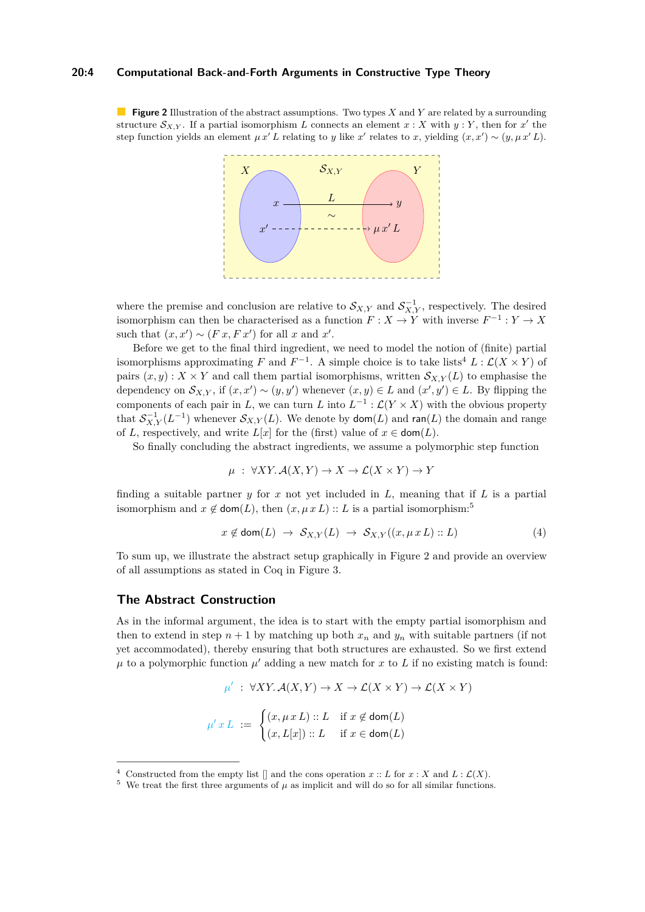**Figure 2** Illustration of the abstract assumptions. Two types $X$ and $Y$ are related by a surrounding structure $\mathcal{S}_{X,Y}$. If a partial isomorphism $L$ connects an element $x : X$ with $y : Y$, then for $x'$ the step function yields an element $\mu\, x'\, L$ relating to $y$ like $x'$ relates to $x$, yielding $(x, x') \sim (y, \mu\, x'\, L)$.

where the premise and conclusion are relative to $\mathcal{S}_{X,Y}$ and $\mathcal{S}^{-1}_{X,Y}$, respectively. The desired isomorphism can then be characterised as a function $F : X \to Y$ with inverse $F^{-1} : Y \to X$ such that $(x, x') \sim (F\,x, F\,x')$ for all $x$ and $x'$.

Before we get to the final third ingredient, we need to model the notion of (finite) partial isomorphisms approximating $F$ and $F^{-1}$. A simple choice is to take lists[4] $L : \mathcal{L}(X \times Y)$ of pairs $(x, y) : X \times Y$ and call them partial isomorphisms, written $\mathcal{S}_{X,Y}(L)$ to emphasise the dependency on $\mathcal{S}_{X,Y}$, if $(x, x') \sim (y, y')$ whenever $(x, y) \in L$ and $(x', y') \in L$. By flipping the components of each pair in $L$, we can turn $L$ into $L^{-1} : \mathcal{L}(Y \times X)$ with the obvious property that $\mathcal{S}^{-1}_{X,Y}(L^{-1})$ whenever $\mathcal{S}_{X,Y}(L)$. We denote by $\mathsf{dom}(L)$ and $\mathsf{ran}(L)$ the domain and range of $L$, respectively, and write $L[x]$ for the (first) value of $x \in \mathsf{dom}(L)$.

So finally concluding the abstract ingredients, we assume a polymorphic step function

$$\mu \;:\; \forall XY.\, \mathcal{A}(X, Y) \to X \to \mathcal{L}(X \times Y) \to Y$$

finding a suitable partner $y$ for $x$ not yet included in $L$, meaning that if $L$ is a partial isomorphism and $x \notin \mathsf{dom}(L)$, then $(x, \mu\, x\, L) :: L$ is a partial isomorphism:[5]

$$x \notin \mathsf{dom}(L) \;\to\; \mathcal{S}_{X,Y}(L) \;\to\; \mathcal{S}_{X,Y}((x, \mu\, x\, L) :: L) \tag{4}$$

To sum up, we illustrate the abstract setup graphically in Figure 2 and provide an overview of all assumptions as stated in Coq in Figure 3.

## The Abstract Construction

As in the informal argument, the idea is to start with the empty partial isomorphism and then to extend in step $n + 1$ by matching up both $x_n$ and $y_n$ with suitable partners (if not yet accommodated), thereby ensuring that both structures are exhausted. So we first extend $\mu$ to a polymorphic function $\mu'$ adding a new match for $x$ to $L$ if no existing match is found:

$$\mu' \;:\; \forall XY.\, \mathcal{A}(X, Y) \to X \to \mathcal{L}(X \times Y) \to \mathcal{L}(X \times Y)$$

$$\mu'\, x\, L \;:=\; \begin{cases} (x, \mu\, x\, L) :: L & \text{if } x \notin \mathsf{dom}(L) \\ (x, L[x]) :: L & \text{if } x \in \mathsf{dom}(L) \end{cases}$$

[4] Constructed from the empty list [] and the cons operation $x :: L$ for $x : X$ and $L : \mathcal{L}(X)$.

[5] We treat the first three arguments of $\mu$ as implicit and will do so for all similar functions.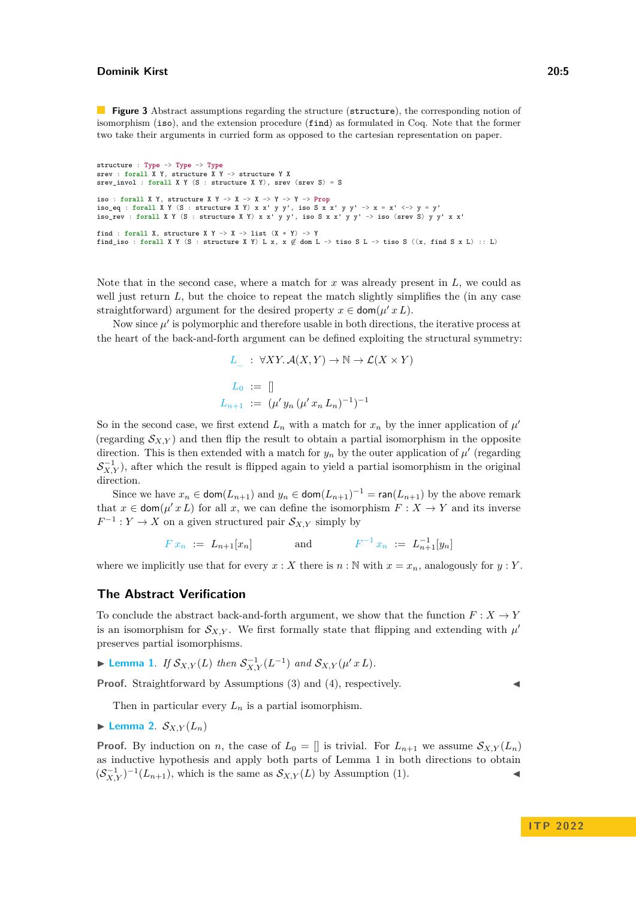**Figure 3** Abstract assumptions regarding the structure (`structure`), the corresponding notion of isomorphism (`iso`), and the extension procedure (`find`) as formulated in Coq. Note that the former two take their arguments in curried form as opposed to the cartesian representation on paper.

```
structure : Type -> Type -> Type
srev : forall X Y, structure X Y -> structure Y X
srev_invol : forall X Y (S : structure X Y), srev (srev S) = S

iso : forall X Y, structure X Y -> X -> X -> Y -> Y -> Prop
iso_eq : forall X Y (S : structure X Y) x x' y y', iso S x x' y y' -> x = x' <-> y = y'
iso_rev : forall X Y (S : structure X Y) x x' y y', iso S x x' y y' -> iso (srev S) y y' x x'

find : forall X, structure X Y -> X -> list (X * Y) -> Y
find_iso : forall X Y (S : structure X Y) L x, x ∉ dom L -> tiso S L -> tiso S ((x, find S x L) :: L)
```

Note that in the second case, where a match for $x$ was already present in $L$, we could as well just return $L$, but the choice to repeat the match slightly simplifies the (in any case straightforward) argument for the desired property $x \in \mathsf{dom}(\mu' \, x \, L)$.

Now since $\mu'$ is polymorphic and therefore usable in both directions, the iterative process at the heart of the back-and-forth argument can be defined exploiting the structural symmetry:

$$L\_ \;:\; \forall XY.\, \mathcal{A}(X,Y) \to \mathbb{N} \to \mathcal{L}(X \times Y)$$

$$L_0 := []$$

$$L_{n+1} := (\mu' \, y_n \, (\mu' \, x_n \, L_n)^{-1})^{-1}$$

So in the second case, we first extend $L_n$ with a match for $x_n$ by the inner application of $\mu'$ (regarding $\mathcal{S}_{X,Y}$) and then flip the result to obtain a partial isomorphism in the opposite direction. This is then extended with a match for $y_n$ by the outer application of $\mu'$ (regarding $\mathcal{S}^{-1}_{X,Y}$), after which the result is flipped again to yield a partial isomorphism in the original direction.

Since we have $x_n \in \mathsf{dom}(L_{n+1})$ and $y_n \in \mathsf{dom}(L_{n+1})^{-1} = \mathsf{ran}(L_{n+1})$ by the above remark that $x \in \mathsf{dom}(\mu' \, x \, L)$ for all $x$, we can define the isomorphism $F : X \to Y$ and its inverse $F^{-1} : Y \to X$ on a given structured pair $\mathcal{S}_{X,Y}$ simply by

$$F \, x_n \;:=\; L_{n+1}[x_n] \qquad\qquad \text{and} \qquad\qquad F^{-1} \, x_n \;:=\; L^{-1}_{n+1}[y_n]$$

where we implicitly use that for every $x : X$ there is $n : \mathbb{N}$ with $x = x_n$, analogously for $y : Y$.

## The Abstract Verification

To conclude the abstract back-and-forth argument, we show that the function $F : X \to Y$ is an isomorphism for $\mathcal{S}_{X,Y}$. We first formally state that flipping and extending with $\mu'$ preserves partial isomorphisms.

▶ **Lemma 1.** *If $\mathcal{S}_{X,Y}(L)$ then $\mathcal{S}^{-1}_{X,Y}(L^{-1})$ and $\mathcal{S}_{X,Y}(\mu' \, x \, L)$.*

**Proof.** Straightforward by Assumptions (3) and (4), respectively. ◀

Then in particular every $L_n$ is a partial isomorphism.

▶ **Lemma 2.** $\mathcal{S}_{X,Y}(L_n)$

**Proof.** By induction on $n$, the case of $L_0 = []$ is trivial. For $L_{n+1}$ we assume $\mathcal{S}_{X,Y}(L_n)$ as inductive hypothesis and apply both parts of Lemma 1 in both directions to obtain $(\mathcal{S}^{-1}_{X,Y})^{-1}(L_{n+1})$, which is the same as $\mathcal{S}_{X,Y}(L)$ by Assumption (1). ◀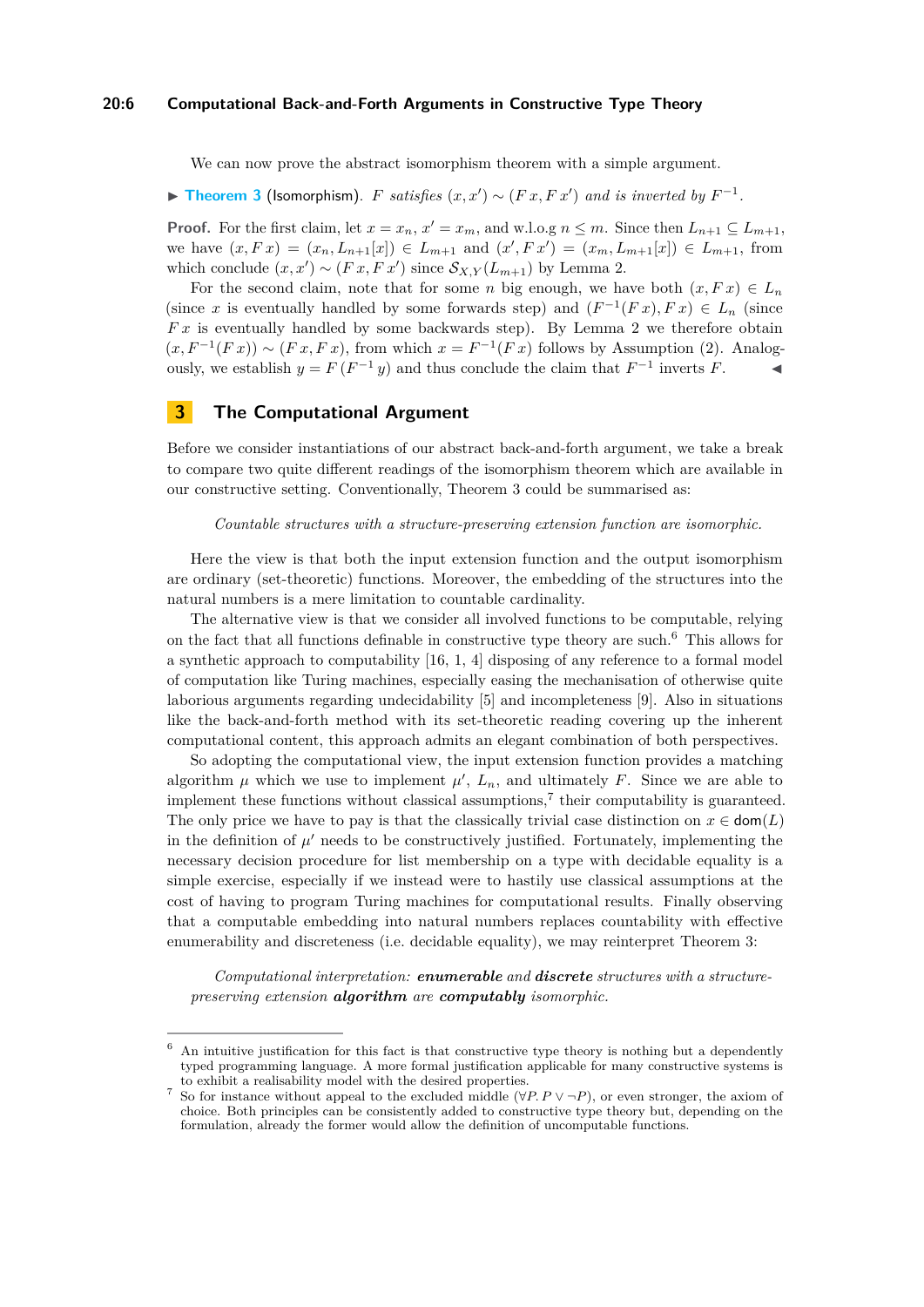We can now prove the abstract isomorphism theorem with a simple argument.

▶ **Theorem 3** (Isomorphism). *$F$ satisfies $(x, x') \sim (F\,x, F\,x')$ and is inverted by $F^{-1}$.*

**Proof.** For the first claim, let $x = x_n$, $x' = x_m$, and w.l.o.g $n \leq m$. Since then $L_{n+1} \subseteq L_{m+1}$, we have $(x, F\,x) = (x_n, L_{n+1}[x]) \in L_{m+1}$ and $(x', F\,x') = (x_m, L_{m+1}[x]) \in L_{m+1}$, from which conclude $(x, x') \sim (F\,x, F\,x')$ since $\mathcal{S}_{X,Y}(L_{m+1})$ by Lemma 2.

For the second claim, note that for some $n$ big enough, we have both $(x, F\,x) \in L_n$ (since $x$ is eventually handled by some forwards step) and $(F^{-1}(F\,x), F\,x) \in L_n$ (since $F\,x$ is eventually handled by some backwards step). By Lemma 2 we therefore obtain $(x, F^{-1}(F\,x)) \sim (F\,x, F\,x)$, from which $x = F^{-1}(F\,x)$ follows by Assumption (2). Analogously, we establish $y = F\,(F^{-1}\,y)$ and thus conclude the claim that $F^{-1}$ inverts $F$. ◀

## 3 The Computational Argument

Before we consider instantiations of our abstract back-and-forth argument, we take a break to compare two quite different readings of the isomorphism theorem which are available in our constructive setting. Conventionally, Theorem 3 could be summarised as:

> *Countable structures with a structure-preserving extension function are isomorphic.*

Here the view is that both the input extension function and the output isomorphism are ordinary (set-theoretic) functions. Moreover, the embedding of the structures into the natural numbers is a mere limitation to countable cardinality.

The alternative view is that we consider all involved functions to be computable, relying on the fact that all functions definable in constructive type theory are such.[6] This allows for a synthetic approach to computability [16, 1, 4] disposing of any reference to a formal model of computation like Turing machines, especially easing the mechanisation of otherwise quite laborious arguments regarding undecidability [5] and incompleteness [9]. Also in situations like the back-and-forth method with its set-theoretic reading covering up the inherent computational content, this approach admits an elegant combination of both perspectives.

So adopting the computational view, the input extension function provides a matching algorithm $\mu$ which we use to implement $\mu'$, $L_n$, and ultimately $F$. Since we are able to implement these functions without classical assumptions,[7] their computability is guaranteed. The only price we have to pay is that the classically trivial case distinction on $x \in \mathsf{dom}(L)$ in the definition of $\mu'$ needs to be constructively justified. Fortunately, implementing the necessary decision procedure for list membership on a type with decidable equality is a simple exercise, especially if we instead were to hastily use classical assumptions at the cost of having to program Turing machines for computational results. Finally observing that a computable embedding into natural numbers replaces countability with effective enumerability and discreteness (i.e. decidable equality), we may reinterpret Theorem 3:

> *Computational interpretation: **enumerable** and **discrete** structures with a structure-preserving extension **algorithm** are **computably** isomorphic.*

---

[6] An intuitive justification for this fact is that constructive type theory is nothing but a dependently typed programming language. A more formal justification applicable for many constructive systems is to exhibit a realisability model with the desired properties.

[7] So for instance without appeal to the excluded middle ($\forall P.\, P \vee \neg P$), or even stronger, the axiom of choice. Both principles can be consistently added to constructive type theory but, depending on the formulation, already the former would allow the definition of uncomputable functions.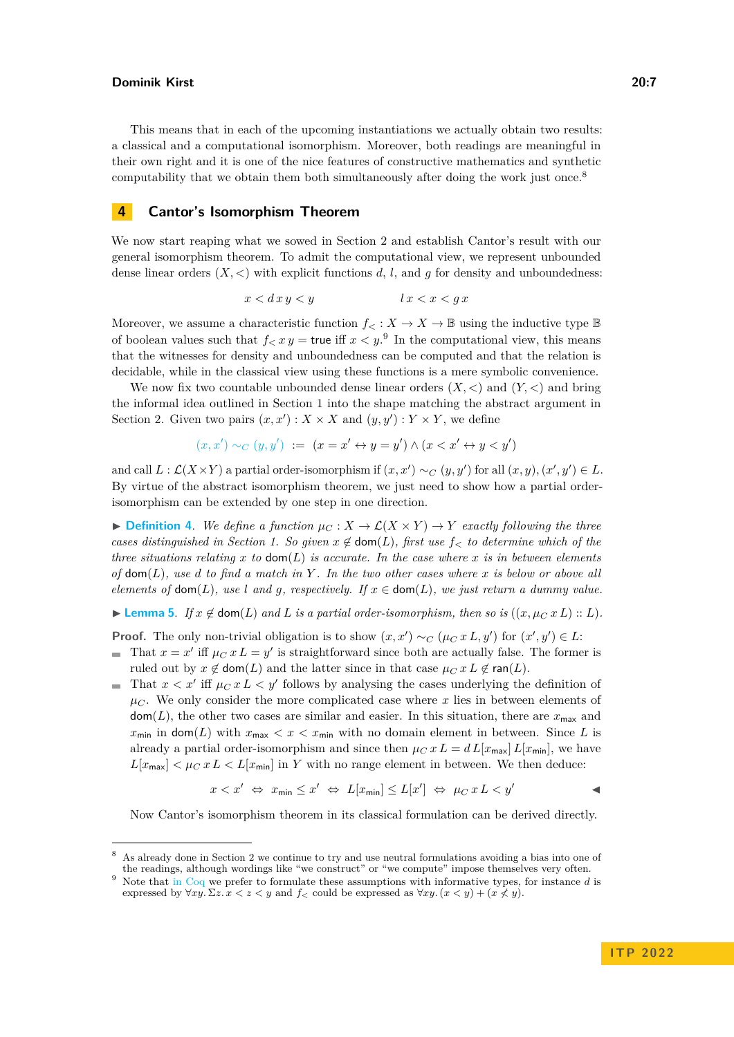This means that in each of the upcoming instantiations we actually obtain two results: a classical and a computational isomorphism. Moreover, both readings are meaningful in their own right and it is one of the nice features of constructive mathematics and synthetic computability that we obtain them both simultaneously after doing the work just once.[8]

## 4 Cantor's Isomorphism Theorem

We now start reaping what we sowed in Section 2 and establish Cantor's result with our general isomorphism theorem. To admit the computational view, we represent unbounded dense linear orders $(X, <)$ with explicit functions $d$, $l$, and $g$ for density and unboundedness:

$$x < d\,x\,y < y \qquad\qquad l\,x < x < g\,x$$

Moreover, we assume a characteristic function $f_< : X \to X \to \mathbb{B}$ using the inductive type $\mathbb{B}$ of boolean values such that $f_<\,x\,y = \mathsf{true}$ iff $x < y$.[9] In the computational view, this means that the witnesses for density and unboundedness can be computed and that the relation is decidable, while in the classical view using these functions is a mere symbolic convenience.

We now fix two countable unbounded dense linear orders $(X, <)$ and $(Y, <)$ and bring the informal idea outlined in Section 1 into the shape matching the abstract argument in Section 2. Given two pairs $(x, x') : X \times X$ and $(y, y') : Y \times Y$, we define

$$(x, x') \sim_C (y, y') \;:=\; (x = x' \leftrightarrow y = y') \wedge (x < x' \leftrightarrow y < y')$$

and call $L : \mathcal{L}(X \times Y)$ a partial order-isomorphism if $(x, x') \sim_C (y, y')$ for all $(x, y), (x', y') \in L$. By virtue of the abstract isomorphism theorem, we just need to show how a partial order-isomorphism can be extended by one step in one direction.

▶ **Definition 4.** *We define a function $\mu_C : X \to \mathcal{L}(X \times Y) \to Y$ exactly following the three cases distinguished in Section 1. So given $x \notin \mathsf{dom}(L)$, first use $f_<$ to determine which of the three situations relating $x$ to $\mathsf{dom}(L)$ is accurate. In the case where $x$ is in between elements of $\mathsf{dom}(L)$, use $d$ to find a match in $Y$. In the two other cases where $x$ is below or above all elements of $\mathsf{dom}(L)$, use $l$ and $g$, respectively. If $x \in \mathsf{dom}(L)$, we just return a dummy value.*

▶ **Lemma 5.** *If $x \notin \mathsf{dom}(L)$ and $L$ is a partial order-isomorphism, then so is $((x, \mu_C\,x\,L) :: L)$.*

**Proof.** The only non-trivial obligation is to show $(x, x') \sim_C (\mu_C\,x\,L, y')$ for $(x', y') \in L$:

- That $x = x'$ iff $\mu_C\,x\,L = y'$ is straightforward since both are actually false. The former is ruled out by $x \notin \mathsf{dom}(L)$ and the latter since in that case $\mu_C\,x\,L \notin \mathsf{ran}(L)$.
- That $x < x'$ iff $\mu_C\,x\,L < y'$ follows by analysing the cases underlying the definition of $\mu_C$. We only consider the more complicated case where $x$ lies in between elements of $\mathsf{dom}(L)$, the other two cases are similar and easier. In this situation, there are $x_{\mathsf{max}}$ and $x_{\mathsf{min}}$ in $\mathsf{dom}(L)$ with $x_{\mathsf{max}} < x < x_{\mathsf{min}}$ with no domain element in between. Since $L$ is already a partial order-isomorphism and since then $\mu_C\,x\,L = d\,L[x_{\mathsf{max}}]\,L[x_{\mathsf{min}}]$, we have $L[x_{\mathsf{max}}] < \mu_C\,x\,L < L[x_{\mathsf{min}}]$ in $Y$ with no range element in between. We then deduce:

$$x < x' \;\Leftrightarrow\; x_{\mathsf{min}} \leq x' \;\Leftrightarrow\; L[x_{\mathsf{min}}] \leq L[x'] \;\Leftrightarrow\; \mu_C\,x\,L < y' \qquad ◀$$

Now Cantor's isomorphism theorem in its classical formulation can be derived directly.

---

[8] As already done in Section 2 we continue to try and use neutral formulations avoiding a bias into one of the readings, although wordings like "we construct" or "we compute" impose themselves very often.

[9] Note that in Coq we prefer to formulate these assumptions with informative types, for instance $d$ is expressed by $\forall xy.\,\Sigma z.\, x < z < y$ and $f_<$ could be expressed as $\forall xy.\,(x < y) + (x \not< y)$.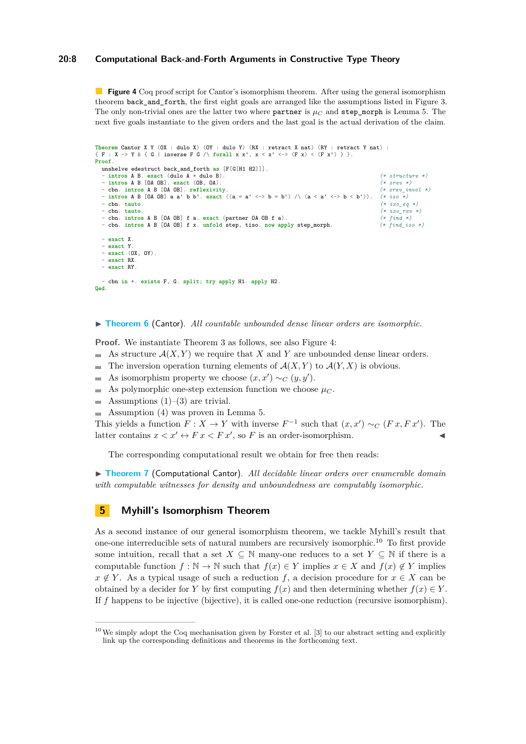**Figure 4** Coq proof script for Cantor's isomorphism theorem. After using the general isomorphism theorem `back_and_forth`, the first eight goals are arranged like the assumptions listed in Figure 3. The only non-trivial ones are the latter two where `partner` is $\mu_C$ and `step_morph` is Lemma 5. The next five goals instantiate to the given orders and the last goal is the actual derivation of the claim.

```
Theorem Cantor X Y (OX : dulo X) (OY : dulo Y) (RX : retract X nat) (RY : retract Y nat) :
{ F : X -> Y & { G | inverse F G /\ forall x x', x < x' <-> (F x) < (F x') } }.
Proof.
  unshelve edestruct back_and_forth as [F[G[H1 H2]]].
  - intros A B. exact (dulo A * dulo B).                                       (* structure *)
  - intros A B [OA OB]. exact (OB, OA).                                        (* srev *)
  - cbn. intros A B [OA OB]. reflexivity.                                      (* srev_invol *)
  - intros A B [OA OB] a a' b b'. exact ((a = a' <-> b = b') /\ (a < a' <-> b < b')).  (* iso *)
  - cbn. tauto.                                                                (* iso_eq *)
  - cbn. tauto.                                                                (* iso_rev *)
  - cbn. intros A B [OA OB] f a. exact (partner OA OB f a).                    (* find *)
  - cbn. intros A B [OA OB] f x. unfold step, tiso. now apply step_morph.      (* find_iso *)

  - exact X.
  - exact Y.
  - exact (OX, OY).
  - exact RX.
  - exact RY.

  - cbn in *. exists F, G. split; try apply H1. apply H2.
Qed.
```

▶ **Theorem 6** (Cantor). *All countable unbounded dense linear orders are isomorphic.*

**Proof.** We instantiate Theorem 3 as follows, see also Figure 4:

- As structure $\mathcal{A}(X, Y)$ we require that $X$ and $Y$ are unbounded dense linear orders.
- The inversion operation turning elements of $\mathcal{A}(X, Y)$ to $\mathcal{A}(Y, X)$ is obvious.
- As isomorphism property we choose $(x, x') \sim_C (y, y')$.
- As polymorphic one-step extension function we choose $\mu_C$.
- Assumptions (1)–(3) are trivial.
- Assumption (4) was proven in Lemma 5.

This yields a function $F : X \to Y$ with inverse $F^{-1}$ such that $(x, x') \sim_C (F\,x, F\,x')$. The latter contains $x < x' \leftrightarrow F\,x < F\,x'$, so $F$ is an order-isomorphism. ◀

The corresponding computational result we obtain for free then reads:

▶ **Theorem 7** (Computational Cantor). *All decidable linear orders over enumerable domain with computable witnesses for density and unboundedness are computably isomorphic.*

## 5 Myhill's Isomorphism Theorem

As a second instance of our general isomorphism theorem, we tackle Myhill's result that one-one interreducible sets of natural numbers are recursively isomorphic.[10] To first provide some intuition, recall that a set $X \subseteq \mathbb{N}$ many-one reduces to a set $Y \subseteq \mathbb{N}$ if there is a computable function $f : \mathbb{N} \to \mathbb{N}$ such that $f(x) \in Y$ implies $x \in X$ and $f(x) \notin Y$ implies $x \notin Y$. As a typical usage of such a reduction $f$, a decision procedure for $x \in X$ can be obtained by a decider for $Y$ by first computing $f(x)$ and then determining whether $f(x) \in Y$. If $f$ happens to be injective (bijective), it is called one-one reduction (recursive isomorphism).

[10] We simply adopt the Coq mechanisation given by Forster et al. [3] to our abstract setting and explicitly link up the corresponding definitions and theorems in the forthcoming text.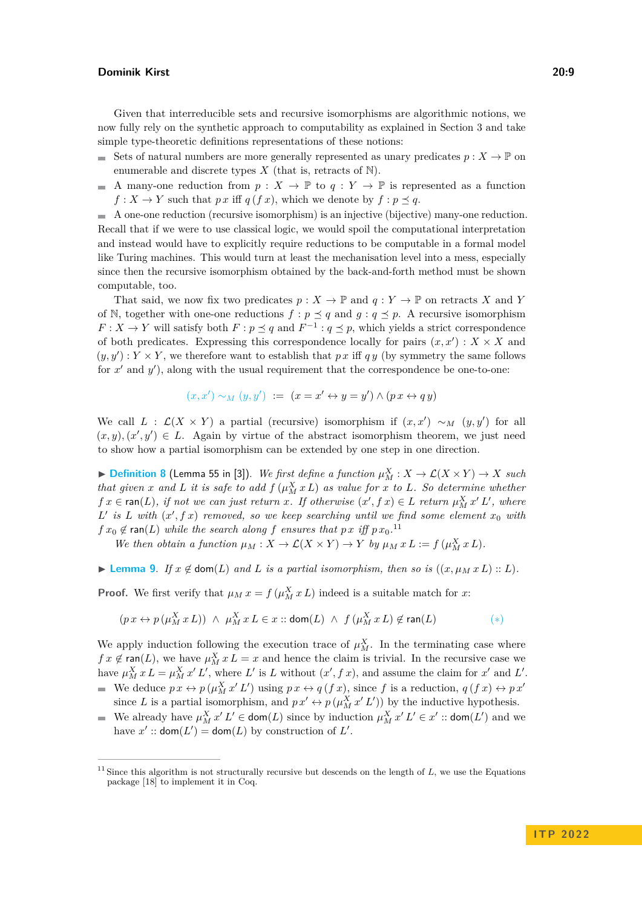Given that interreducible sets and recursive isomorphisms are algorithmic notions, we now fully rely on the synthetic approach to computability as explained in Section 3 and take simple type-theoretic definitions representations of these notions:

- Sets of natural numbers are more generally represented as unary predicates $p : X \to \mathbb{P}$ on enumerable and discrete types $X$ (that is, retracts of $\mathbb{N}$).
- A many-one reduction from $p : X \to \mathbb{P}$ to $q : Y \to \mathbb{P}$ is represented as a function $f : X \to Y$ such that $p\,x$ iff $q\,(f\,x)$, which we denote by $f : p \preceq q$.
- A one-one reduction (recursive isomorphism) is an injective (bijective) many-one reduction.

Recall that if we were to use classical logic, we would spoil the computational interpretation and instead would have to explicitly require reductions to be computable in a formal model like Turing machines. This would turn at least the mechanisation level into a mess, especially since then the recursive isomorphism obtained by the back-and-forth method must be shown computable, too.

That said, we now fix two predicates $p : X \to \mathbb{P}$ and $q : Y \to \mathbb{P}$ on retracts $X$ and $Y$ of $\mathbb{N}$, together with one-one reductions $f : p \preceq q$ and $g : q \preceq p$. A recursive isomorphism $F : X \to Y$ will satisfy both $F : p \preceq q$ and $F^{-1} : q \preceq p$, which yields a strict correspondence of both predicates. Expressing this correspondence locally for pairs $(x, x') : X \times X$ and $(y, y') : Y \times Y$, we therefore want to establish that $p\,x$ iff $q\,y$ (by symmetry the same follows for $x'$ and $y'$), along with the usual requirement that the correspondence be one-to-one:

$$(x, x') \sim_M (y, y') \;:=\; (x = x' \leftrightarrow y = y') \wedge (p\,x \leftrightarrow q\,y)$$

We call $L : \mathcal{L}(X \times Y)$ a partial (recursive) isomorphism if $(x, x') \sim_M (y, y')$ for all $(x, y), (x', y') \in L$. Again by virtue of the abstract isomorphism theorem, we just need to show how a partial isomorphism can be extended by one step in one direction.

▶ **Definition 8** (Lemma 55 in [3]). *We first define a function $\mu_M^X : X \to \mathcal{L}(X \times Y) \to X$ such that given $x$ and $L$ it is safe to add $f\,(\mu_M^X\,x\,L)$ as value for $x$ to $L$. So determine whether $f\,x \in \mathsf{ran}(L)$, if not we can just return $x$. If otherwise $(x', f\,x) \in L$ return $\mu_M^X\,x'\,L'$, where $L'$ is $L$ with $(x', f\,x)$ removed, so we keep searching until we find some element $x_0$ with $f\,x_0 \notin \mathsf{ran}(L)$ while the search along $f$ ensures that $p\,x$ iff $p\,x_0$.*[11]

*We then obtain a function $\mu_M : X \to \mathcal{L}(X \times Y) \to Y$ by $\mu_M\,x\,L := f\,(\mu_M^X\,x\,L)$.*

▶ **Lemma 9.** *If $x \notin \mathsf{dom}(L)$ and $L$ is a partial isomorphism, then so is $((x, \mu_M\,x\,L) :: L)$.*

**Proof.** We first verify that $\mu_M\,x = f\,(\mu_M^X\,x\,L)$ indeed is a suitable match for $x$:

$$(p\,x \leftrightarrow p\,(\mu_M^X\,x\,L)) \;\wedge\; \mu_M^X\,x\,L \in x :: \mathsf{dom}(L) \;\wedge\; f\,(\mu_M^X\,x\,L) \notin \mathsf{ran}(L) \qquad (*)$$

We apply induction following the execution trace of $\mu_M^X$. In the terminating case where $f\,x \notin \mathsf{ran}(L)$, we have $\mu_M^X\,x\,L = x$ and hence the claim is trivial. In the recursive case we have $\mu_M^X\,x\,L = \mu_M^X\,x'\,L'$, where $L'$ is $L$ without $(x', f\,x)$, and assume the claim for $x'$ and $L'$.

- We deduce $p\,x \leftrightarrow p\,(\mu_M^X\,x'\,L')$ using $p\,x \leftrightarrow q\,(f\,x)$, since $f$ is a reduction, $q\,(f\,x) \leftrightarrow p\,x'$ since $L$ is a partial isomorphism, and $p\,x' \leftrightarrow p\,(\mu_M^X\,x'\,L')$ by the inductive hypothesis.
- We already have $\mu_M^X\,x'\,L' \in \mathsf{dom}(L)$ since by induction $\mu_M^X\,x'\,L' \in x' :: \mathsf{dom}(L')$ and we have $x' :: \mathsf{dom}(L') = \mathsf{dom}(L)$ by construction of $L'$.

---

[11] Since this algorithm is not structurally recursive but descends on the length of $L$, we use the Equations package [18] to implement it in Coq.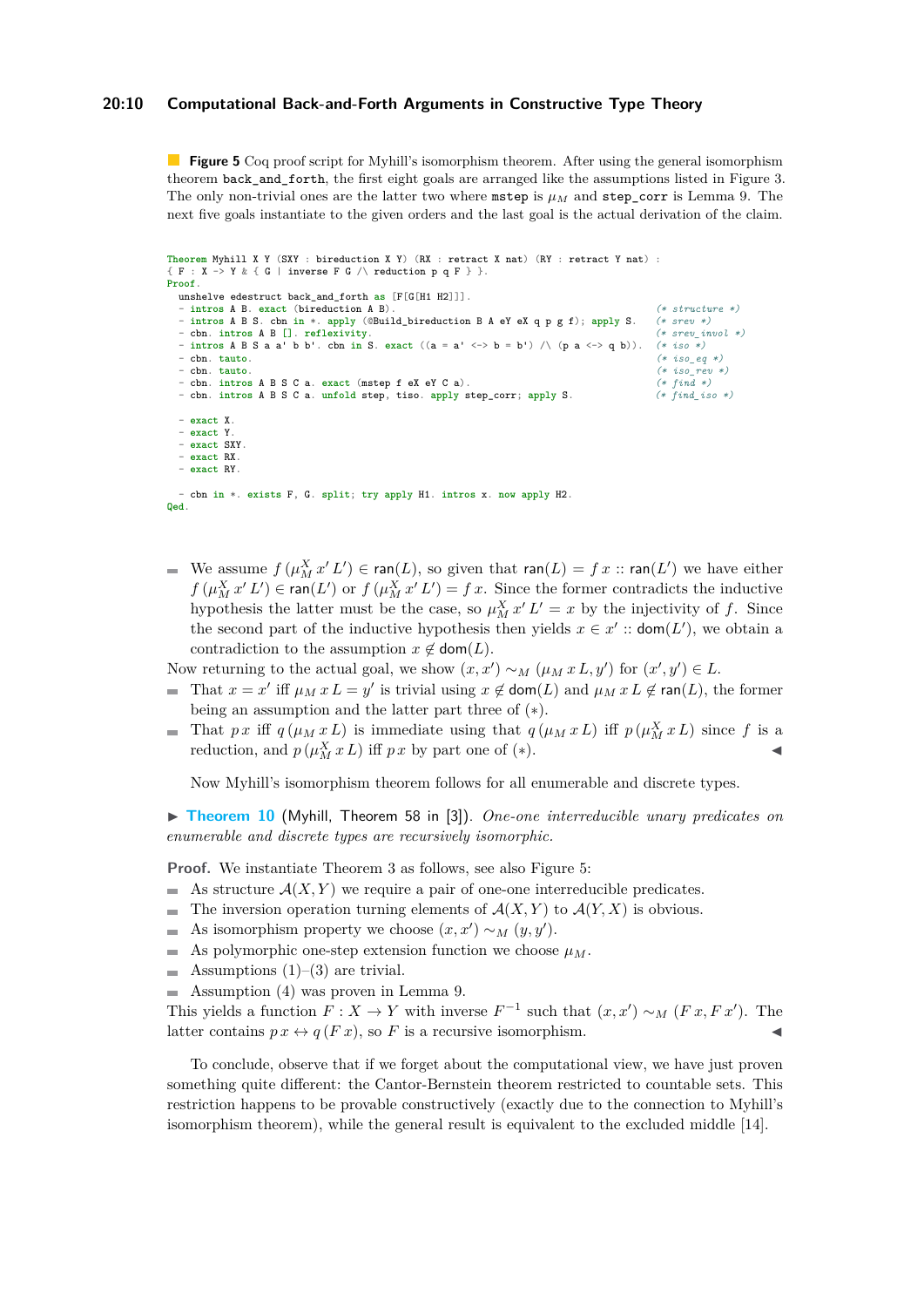**Figure 5** Coq proof script for Myhill's isomorphism theorem. After using the general isomorphism theorem `back_and_forth`, the first eight goals are arranged like the assumptions listed in Figure 3. The only non-trivial ones are the latter two where `mstep` is $\mu_M$ and `step_corr` is Lemma 9. The next five goals instantiate to the given orders and the last goal is the actual derivation of the claim.

```
Theorem Myhill X Y (SXY : bireduction X Y) (RX : retract X nat) (RY : retract Y nat) :
{ F : X -> Y & { G | inverse F G /\ reduction p q F } }.
Proof.
  unshelve edestruct back_and_forth as [F[G[H1 H2]]].
  - intros A B. exact (bireduction A B).                                      (* structure *)
  - intros A B S. cbn in *. apply (@Build_bireduction B A eY eX q p g f); apply S.   (* srev *)
  - cbn. intros A B []. reflexivity.                                           (* srev_invol *)
  - intros A B S a a' b b'. cbn in S. exact ((a = a' <-> b = b') /\ (p a <-> q b)).  (* iso *)
  - cbn. tauto.                                                                (* iso_eq *)
  - cbn. tauto.                                                                (* iso_rev *)
  - cbn. intros A B S C a. exact (mstep f eX eY C a).                          (* find *)
  - cbn. intros A B S C a. unfold step, tiso. apply step_corr; apply S.        (* find_iso *)

  - exact X.
  - exact Y.
  - exact SXY.
  - exact RX.
  - exact RY.

  - cbn in *. exists F, G. split; try apply H1. intros x. now apply H2.
Qed.
```

- We assume $f\,(\mu_M^X\,x'\,L') \in \mathsf{ran}(L)$, so given that $\mathsf{ran}(L) = f\,x :: \mathsf{ran}(L')$ we have either $f\,(\mu_M^X\,x'\,L') \in \mathsf{ran}(L')$ or $f\,(\mu_M^X\,x'\,L') = f\,x$. Since the former contradicts the inductive hypothesis the latter must be the case, so $\mu_M^X\,x'\,L' = x$ by the injectivity of $f$. Since the second part of the inductive hypothesis then yields $x \in x' :: \mathsf{dom}(L')$, we obtain a contradiction to the assumption $x \notin \mathsf{dom}(L)$.

Now returning to the actual goal, we show $(x, x') \sim_M (\mu_M\,x\,L, y')$ for $(x', y') \in L$.

- That $x = x'$ iff $\mu_M\,x\,L = y'$ is trivial using $x \notin \mathsf{dom}(L)$ and $\mu_M\,x\,L \notin \mathsf{ran}(L)$, the former being an assumption and the latter part three of $(*)$.
- That $p\,x$ iff $q\,(\mu_M\,x\,L)$ is immediate using that $q\,(\mu_M\,x\,L)$ iff $p\,(\mu_M^X\,x\,L)$ since $f$ is a reduction, and $p\,(\mu_M^X\,x\,L)$ iff $p\,x$ by part one of $(*)$. ◀

Now Myhill's isomorphism theorem follows for all enumerable and discrete types.

▶ **Theorem 10** (Myhill, Theorem 58 in [3]). *One-one interreducible unary predicates on enumerable and discrete types are recursively isomorphic.*

**Proof.** We instantiate Theorem 3 as follows, see also Figure 5:

- As structure $\mathcal{A}(X, Y)$ we require a pair of one-one interreducible predicates.
- The inversion operation turning elements of $\mathcal{A}(X, Y)$ to $\mathcal{A}(Y, X)$ is obvious.
- As isomorphism property we choose $(x, x') \sim_M (y, y')$.
- As polymorphic one-step extension function we choose $\mu_M$.
- Assumptions (1)–(3) are trivial.
- Assumption (4) was proven in Lemma 9.

This yields a function $F : X \to Y$ with inverse $F^{-1}$ such that $(x, x') \sim_M (F\,x, F\,x')$. The latter contains $p\,x \leftrightarrow q\,(F\,x)$, so $F$ is a recursive isomorphism. ◀

To conclude, observe that if we forget about the computational view, we have just proven something quite different: the Cantor-Bernstein theorem restricted to countable sets. This restriction happens to be provable constructively (exactly due to the connection to Myhill's isomorphism theorem), while the general result is equivalent to the excluded middle [14].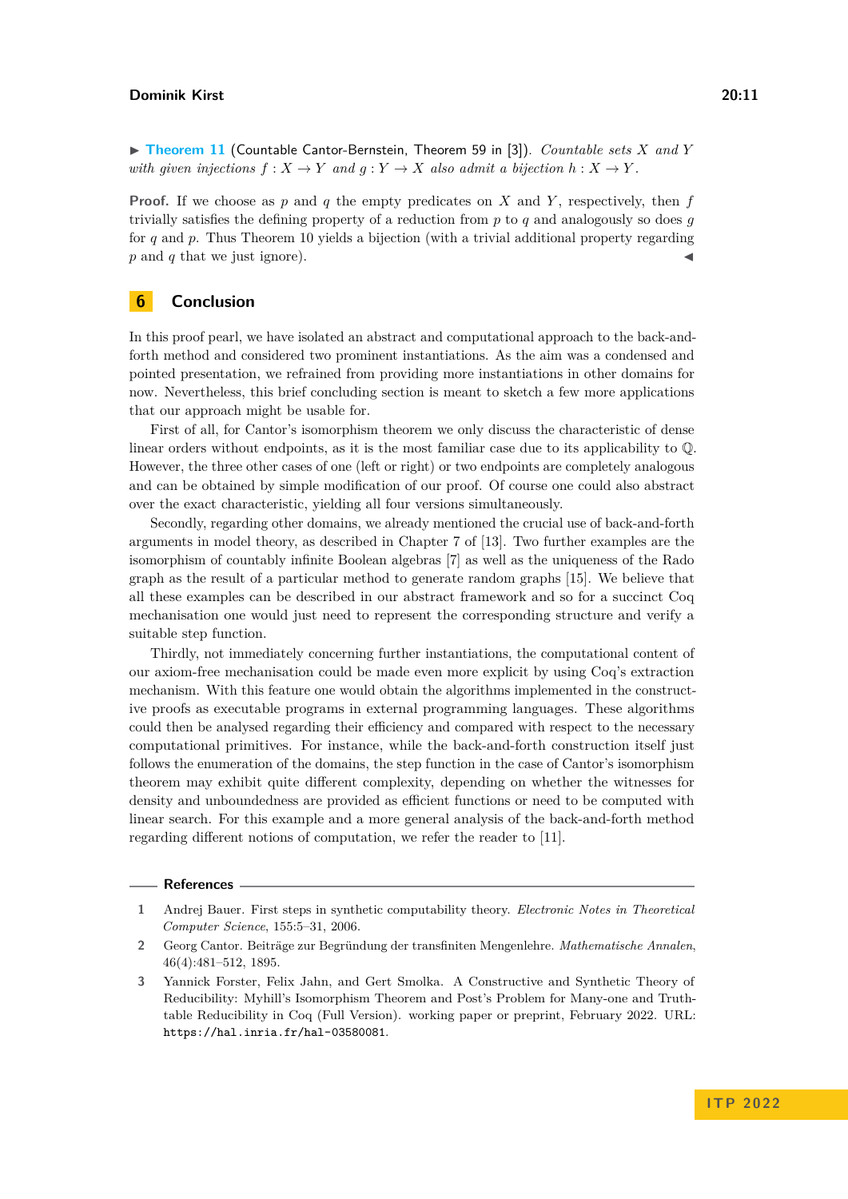▶ **Theorem 11** (Countable Cantor-Bernstein, Theorem 59 in [3]). *Countable sets $X$ and $Y$ with given injections $f : X \to Y$ and $g : Y \to X$ also admit a bijection $h : X \to Y$.*

**Proof.** If we choose as $p$ and $q$ the empty predicates on $X$ and $Y$, respectively, then $f$ trivially satisfies the defining property of a reduction from $p$ to $q$ and analogously so does $g$ for $q$ and $p$. Thus Theorem 10 yields a bijection (with a trivial additional property regarding $p$ and $q$ that we just ignore). ◀

## 6 Conclusion

In this proof pearl, we have isolated an abstract and computational approach to the back-and-forth method and considered two prominent instantiations. As the aim was a condensed and pointed presentation, we refrained from providing more instantiations in other domains for now. Nevertheless, this brief concluding section is meant to sketch a few more applications that our approach might be usable for.

First of all, for Cantor's isomorphism theorem we only discuss the characteristic of dense linear orders without endpoints, as it is the most familiar case due to its applicability to $\mathbb{Q}$. However, the three other cases of one (left or right) or two endpoints are completely analogous and can be obtained by simple modification of our proof. Of course one could also abstract over the exact characteristic, yielding all four versions simultaneously.

Secondly, regarding other domains, we already mentioned the crucial use of back-and-forth arguments in model theory, as described in Chapter 7 of [13]. Two further examples are the isomorphism of countably infinite Boolean algebras [7] as well as the uniqueness of the Rado graph as the result of a particular method to generate random graphs [15]. We believe that all these examples can be described in our abstract framework and so for a succinct Coq mechanisation one would just need to represent the corresponding structure and verify a suitable step function.

Thirdly, not immediately concerning further instantiations, the computational content of our axiom-free mechanisation could be made even more explicit by using Coq's extraction mechanism. With this feature one would obtain the algorithms implemented in the constructive proofs as executable programs in external programming languages. These algorithms could then be analysed regarding their efficiency and compared with respect to the necessary computational primitives. For instance, while the back-and-forth construction itself just follows the enumeration of the domains, the step function in the case of Cantor's isomorphism theorem may exhibit quite different complexity, depending on whether the witnesses for density and unboundedness are provided as efficient functions or need to be computed with linear search. For this example and a more general analysis of the back-and-forth method regarding different notions of computation, we refer the reader to [11].

## References

1. Andrej Bauer. First steps in synthetic computability theory. *Electronic Notes in Theoretical Computer Science*, 155:5–31, 2006.
2. Georg Cantor. Beiträge zur Begründung der transfiniten Mengenlehre. *Mathematische Annalen*, 46(4):481–512, 1895.
3. Yannick Forster, Felix Jahn, and Gert Smolka. A Constructive and Synthetic Theory of Reducibility: Myhill's Isomorphism Theorem and Post's Problem for Many-one and Truth-table Reducibility in Coq (Full Version). working paper or preprint, February 2022. URL: https://hal.inria.fr/hal-03580081.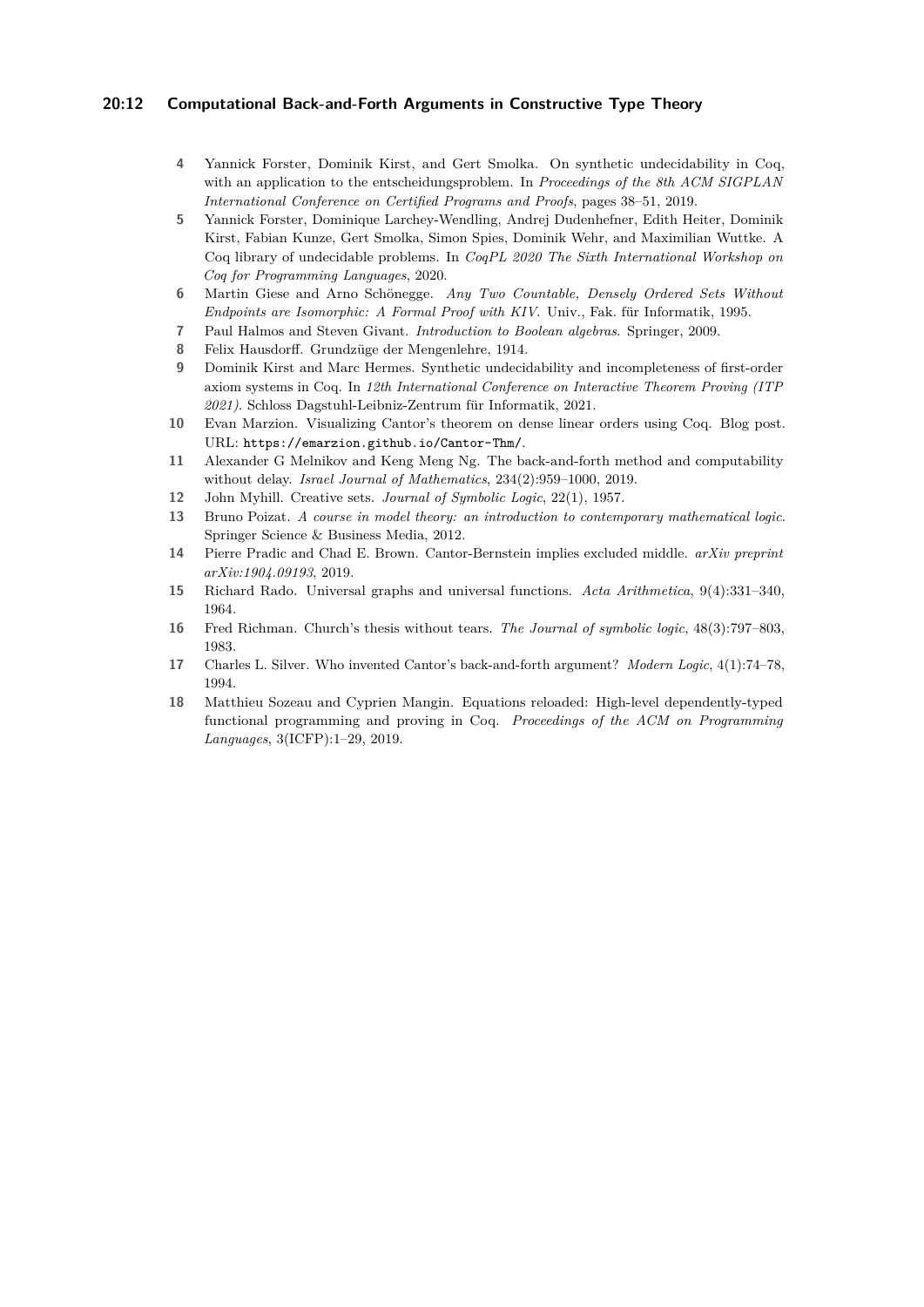4. Yannick Forster, Dominik Kirst, and Gert Smolka. On synthetic undecidability in Coq, with an application to the entscheidungsproblem. In *Proceedings of the 8th ACM SIGPLAN International Conference on Certified Programs and Proofs*, pages 38–51, 2019.
5. Yannick Forster, Dominique Larchey-Wendling, Andrej Dudenhefner, Edith Heiter, Dominik Kirst, Fabian Kunze, Gert Smolka, Simon Spies, Dominik Wehr, and Maximilian Wuttke. A Coq library of undecidable problems. In *CoqPL 2020 The Sixth International Workshop on Coq for Programming Languages*, 2020.
6. Martin Giese and Arno Schönegge. *Any Two Countable, Densely Ordered Sets Without Endpoints are Isomorphic: A Formal Proof with KIV*. Univ., Fak. für Informatik, 1995.
7. Paul Halmos and Steven Givant. *Introduction to Boolean algebras*. Springer, 2009.
8. Felix Hausdorff. Grundzüge der Mengenlehre, 1914.
9. Dominik Kirst and Marc Hermes. Synthetic undecidability and incompleteness of first-order axiom systems in Coq. In *12th International Conference on Interactive Theorem Proving (ITP 2021)*. Schloss Dagstuhl-Leibniz-Zentrum für Informatik, 2021.
10. Evan Marzion. Visualizing Cantor's theorem on dense linear orders using Coq. Blog post. URL: https://emarzion.github.io/Cantor-Thm/.
11. Alexander G Melnikov and Keng Meng Ng. The back-and-forth method and computability without delay. *Israel Journal of Mathematics*, 234(2):959–1000, 2019.
12. John Myhill. Creative sets. *Journal of Symbolic Logic*, 22(1), 1957.
13. Bruno Poizat. *A course in model theory: an introduction to contemporary mathematical logic*. Springer Science & Business Media, 2012.
14. Pierre Pradic and Chad E. Brown. Cantor-Bernstein implies excluded middle. *arXiv preprint arXiv:1904.09193*, 2019.
15. Richard Rado. Universal graphs and universal functions. *Acta Arithmetica*, 9(4):331–340, 1964.
16. Fred Richman. Church's thesis without tears. *The Journal of symbolic logic*, 48(3):797–803, 1983.
17. Charles L. Silver. Who invented Cantor's back-and-forth argument? *Modern Logic*, 4(1):74–78, 1994.
18. Matthieu Sozeau and Cyprien Mangin. Equations reloaded: High-level dependently-typed functional programming and proving in Coq. *Proceedings of the ACM on Programming Languages*, 3(ICFP):1–29, 2019.